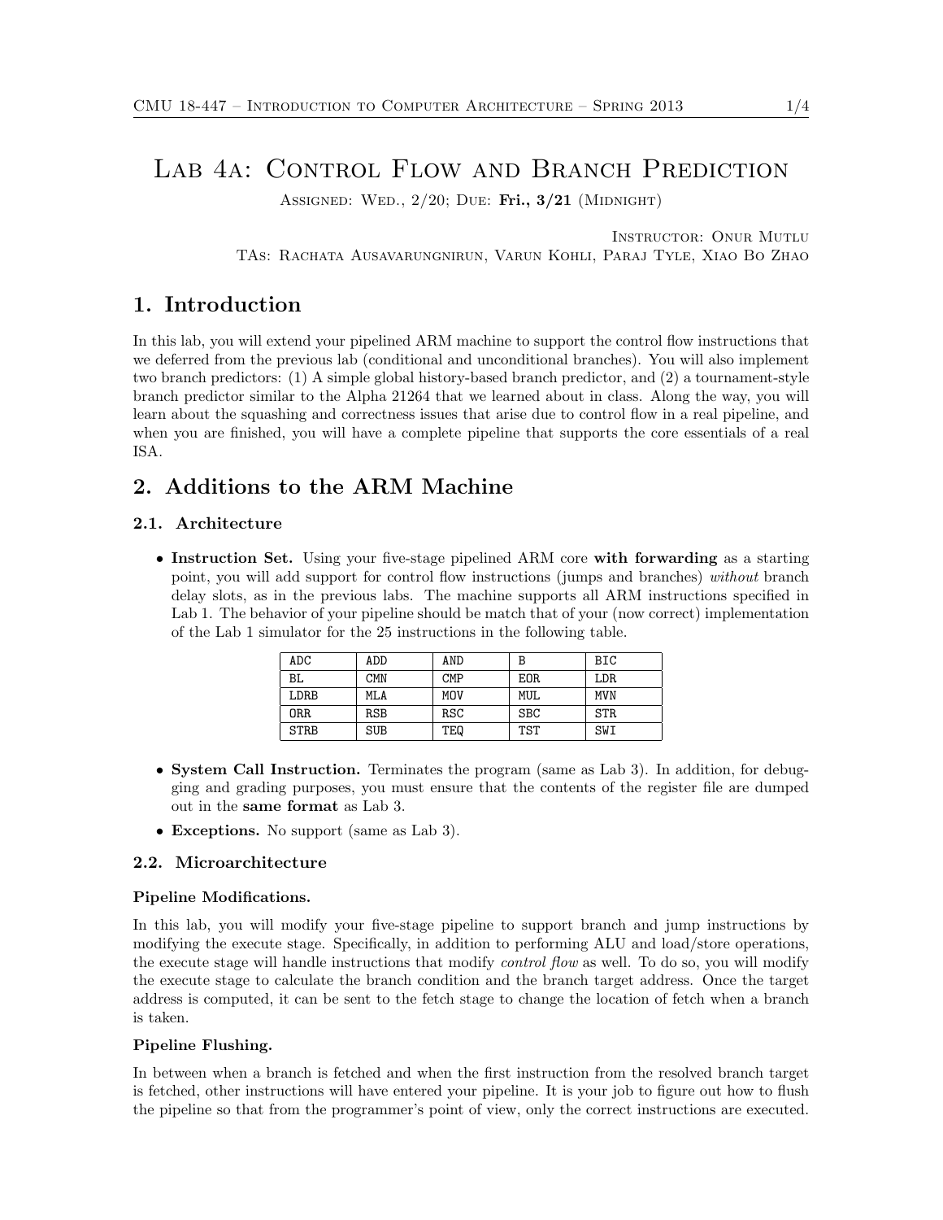# Lab 4a: Control Flow and Branch Prediction

Assigned: Wed., 2/20; Due: **Fri., 3/21** (Midnight)

Instructor: Onur Mutlu

TAs: Rachata Ausavarungnirun, Varun Kohli, Paraj Tyle, Xiao Bo Zhao

## 1. Introduction

In this lab, you will extend your pipelined ARM machine to support the control flow instructions that we deferred from the previous lab (conditional and unconditional branches). You will also implement two branch predictors: (1) A simple global history-based branch predictor, and (2) a tournament-style branch predictor similar to the Alpha 21264 that we learned about in class. Along the way, you will learn about the squashing and correctness issues that arise due to control flow in a real pipeline, and when you are finished, you will have a complete pipeline that supports the core essentials of a real ISA.

## 2. Additions to the ARM Machine

### 2.1. Architecture

- **Instruction Set.** Using your five-stage pipelined ARM core **with forwarding** as a starting point, you will add support for control flow instructions (jumps and branches) *without* branch delay slots, as in the previous labs. The machine supports all ARM instructions specified in Lab 1. The behavior of your pipeline should be match that of your (now correct) implementation of the Lab 1 simulator for the 25 instructions in the following table.

| ADC | ADD | AND | B | BIC |
|---|---|---|---|---|
| BL | CMN | CMP | EOR | LDR |
| LDRB | MLA | MOV | MUL | MVN |
| ORR | RSB | RSC | SBC | STR |
| STRB | SUB | TEQ | TST | SWI |

- **System Call Instruction.** Terminates the program (same as Lab 3). In addition, for debugging and grading purposes, you must ensure that the contents of the register file are dumped out in the **same format** as Lab 3.
- **Exceptions.** No support (same as Lab 3).

### 2.2. Microarchitecture

#### Pipeline Modifications.

In this lab, you will modify your five-stage pipeline to support branch and jump instructions by modifying the execute stage. Specifically, in addition to performing ALU and load/store operations, the execute stage will handle instructions that modify *control flow* as well. To do so, you will modify the execute stage to calculate the branch condition and the branch target address. Once the target address is computed, it can be sent to the fetch stage to change the location of fetch when a branch is taken.

#### Pipeline Flushing.

In between when a branch is fetched and when the first instruction from the resolved branch target is fetched, other instructions will have entered your pipeline. It is your job to figure out how to flush the pipeline so that from the programmer's point of view, only the correct instructions are executed.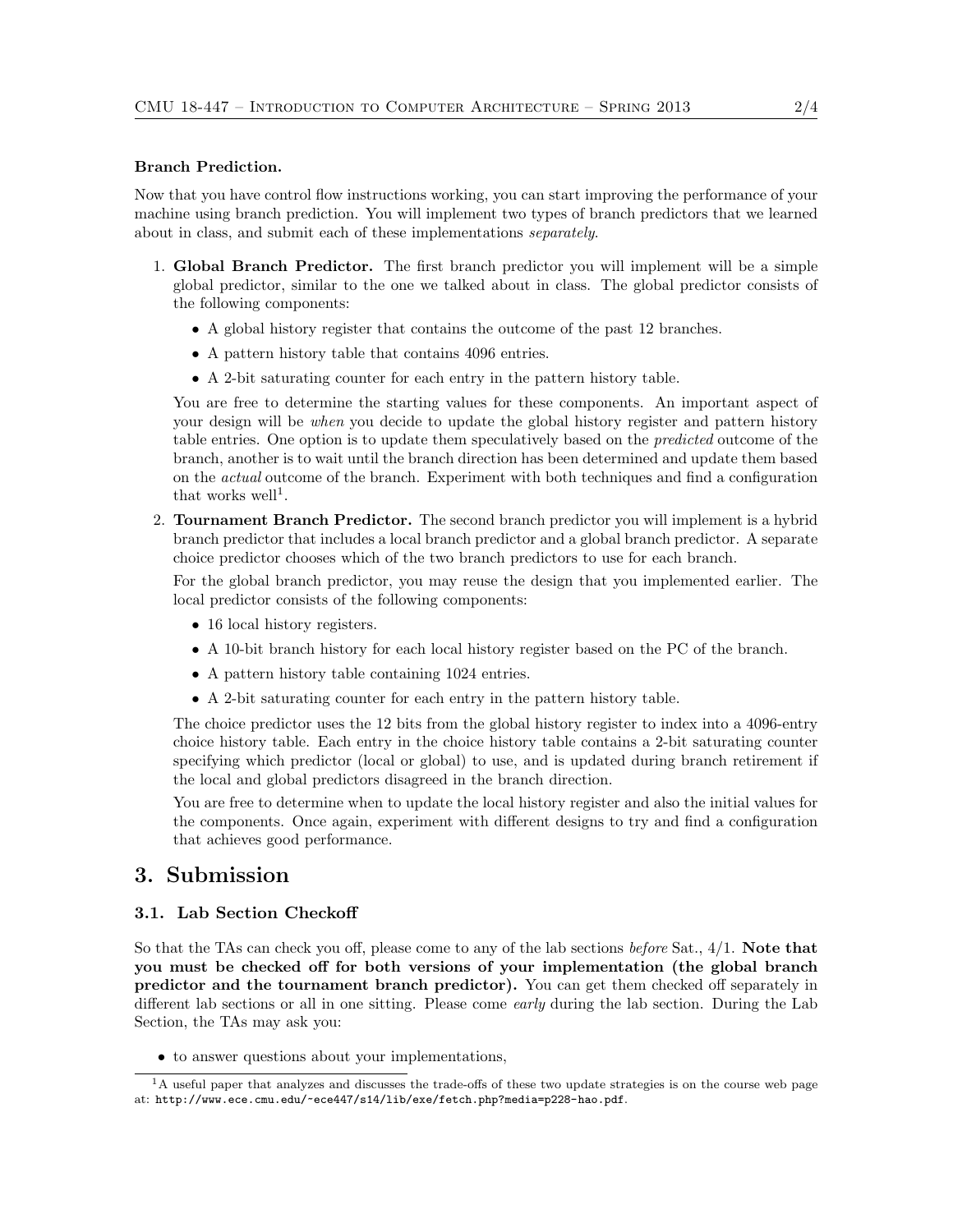**Branch Prediction.**

Now that you have control flow instructions working, you can start improving the performance of your machine using branch prediction. You will implement two types of branch predictors that we learned about in class, and submit each of these implementations *separately*.

1. **Global Branch Predictor.** The first branch predictor you will implement will be a simple global predictor, similar to the one we talked about in class. The global predictor consists of the following components:

   - A global history register that contains the outcome of the past 12 branches.
   - A pattern history table that contains 4096 entries.
   - A 2-bit saturating counter for each entry in the pattern history table.

   You are free to determine the starting values for these components. An important aspect of your design will be *when* you decide to update the global history register and pattern history table entries. One option is to update them speculatively based on the *predicted* outcome of the branch, another is to wait until the branch direction has been determined and update them based on the *actual* outcome of the branch. Experiment with both techniques and find a configuration that works well[1].

2. **Tournament Branch Predictor.** The second branch predictor you will implement is a hybrid branch predictor that includes a local branch predictor and a global branch predictor. A separate choice predictor chooses which of the two branch predictors to use for each branch.

   For the global branch predictor, you may reuse the design that you implemented earlier. The local predictor consists of the following components:

   - 16 local history registers.
   - A 10-bit branch history for each local history register based on the PC of the branch.
   - A pattern history table containing 1024 entries.
   - A 2-bit saturating counter for each entry in the pattern history table.

   The choice predictor uses the 12 bits from the global history register to index into a 4096-entry choice history table. Each entry in the choice history table contains a 2-bit saturating counter specifying which predictor (local or global) to use, and is updated during branch retirement if the local and global predictors disagreed in the branch direction.

   You are free to determine when to update the local history register and also the initial values for the components. Once again, experiment with different designs to try and find a configuration that achieves good performance.

# 3. Submission

## 3.1. Lab Section Checkoff

So that the TAs can check you off, please come to any of the lab sections *before* Sat., 4/1. **Note that you must be checked off for both versions of your implementation (the global branch predictor and the tournament branch predictor).** You can get them checked off separately in different lab sections or all in one sitting. Please come *early* during the lab section. During the Lab Section, the TAs may ask you:

- to answer questions about your implementations,

---

[1] A useful paper that analyzes and discusses the trade-offs of these two update strategies is on the course web page at: `http://www.ece.cmu.edu/~ece447/s14/lib/exe/fetch.php?media=p228-hao.pdf`.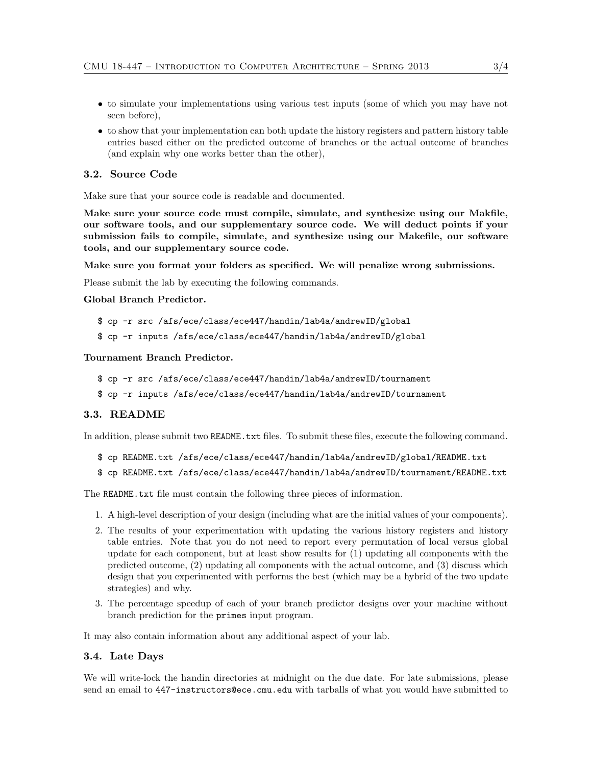- to simulate your implementations using various test inputs (some of which you may have not seen before),
- to show that your implementation can both update the history registers and pattern history table entries based either on the predicted outcome of branches or the actual outcome of branches (and explain why one works better than the other),

### 3.2. Source Code

Make sure that your source code is readable and documented.

**Make sure your source code must compile, simulate, and synthesize using our Makfile, our software tools, and our supplementary source code. We will deduct points if your submission fails to compile, simulate, and synthesize using our Makefile, our software tools, and our supplementary source code.**

**Make sure you format your folders as specified. We will penalize wrong submissions.**

Please submit the lab by executing the following commands.

**Global Branch Predictor.**

```
$ cp -r src /afs/ece/class/ece447/handin/lab4a/andrewID/global
$ cp -r inputs /afs/ece/class/ece447/handin/lab4a/andrewID/global
```

**Tournament Branch Predictor.**

```
$ cp -r src /afs/ece/class/ece447/handin/lab4a/andrewID/tournament
$ cp -r inputs /afs/ece/class/ece447/handin/lab4a/andrewID/tournament
```

### 3.3. README

In addition, please submit two `README.txt` files. To submit these files, execute the following command.

```
$ cp README.txt /afs/ece/class/ece447/handin/lab4a/andrewID/global/README.txt
$ cp README.txt /afs/ece/class/ece447/handin/lab4a/andrewID/tournament/README.txt
```

The `README.txt` file must contain the following three pieces of information.

1. A high-level description of your design (including what are the initial values of your components).
2. The results of your experimentation with updating the various history registers and history table entries. Note that you do not need to report every permutation of local versus global update for each component, but at least show results for (1) updating all components with the predicted outcome, (2) updating all components with the actual outcome, and (3) discuss which design that you experimented with performs the best (which may be a hybrid of the two update strategies) and why.
3. The percentage speedup of each of your branch predictor designs over your machine without branch prediction for the `primes` input program.

It may also contain information about any additional aspect of your lab.

### 3.4. Late Days

We will write-lock the handin directories at midnight on the due date. For late submissions, please send an email to `447-instructors@ece.cmu.edu` with tarballs of what you would have submitted to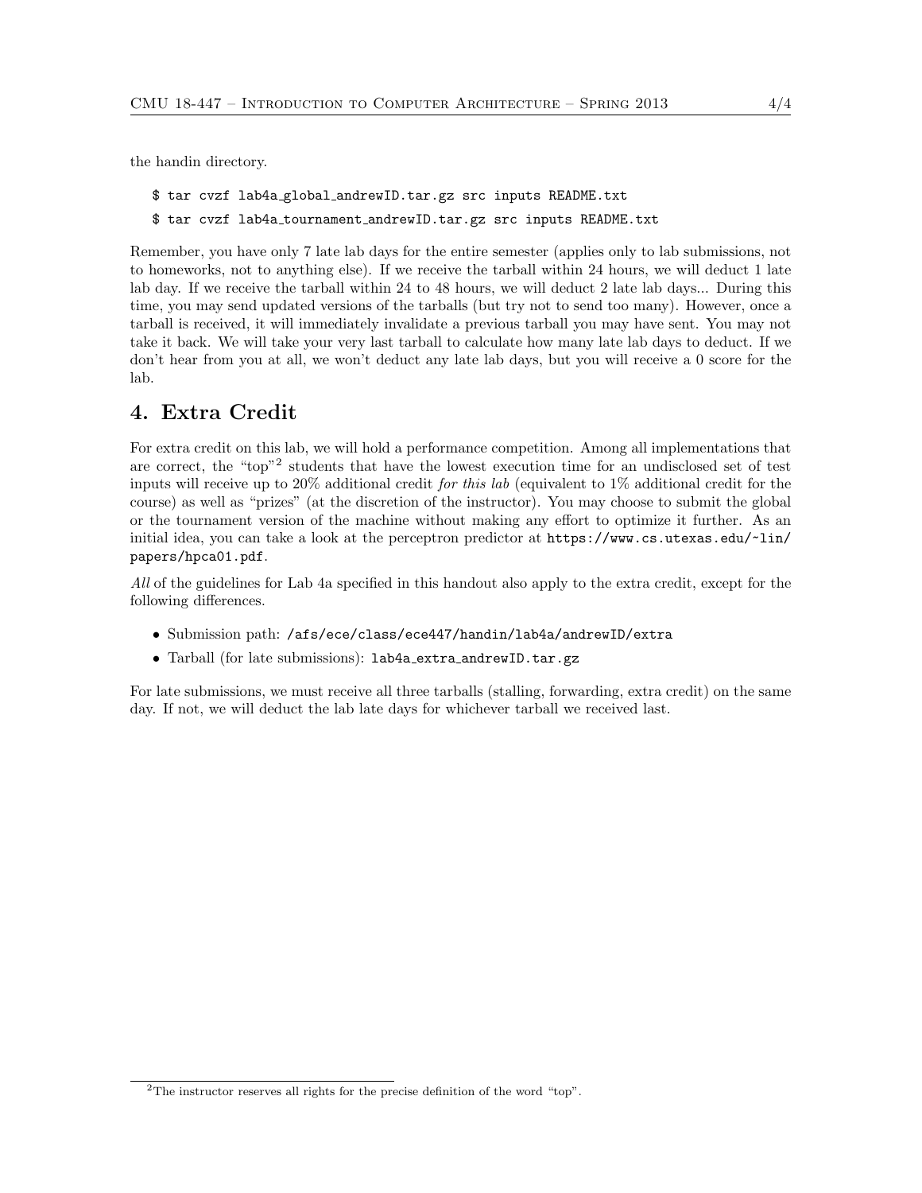the handin directory.

```
$ tar cvzf lab4a_global_andrewID.tar.gz src inputs README.txt
$ tar cvzf lab4a_tournament_andrewID.tar.gz src inputs README.txt
```

Remember, you have only 7 late lab days for the entire semester (applies only to lab submissions, not to homeworks, not to anything else). If we receive the tarball within 24 hours, we will deduct 1 late lab day. If we receive the tarball within 24 to 48 hours, we will deduct 2 late lab days... During this time, you may send updated versions of the tarballs (but try not to send too many). However, once a tarball is received, it will immediately invalidate a previous tarball you may have sent. You may not take it back. We will take your very last tarball to calculate how many late lab days to deduct. If we don't hear from you at all, we won't deduct any late lab days, but you will receive a 0 score for the lab.

## 4. Extra Credit

For extra credit on this lab, we will hold a performance competition. Among all implementations that are correct, the "top"[2] students that have the lowest execution time for an undisclosed set of test inputs will receive up to 20% additional credit *for this lab* (equivalent to 1% additional credit for the course) as well as "prizes" (at the discretion of the instructor). You may choose to submit the global or the tournament version of the machine without making any effort to optimize it further. As an initial idea, you can take a look at the perceptron predictor at `https://www.cs.utexas.edu/~lin/papers/hpca01.pdf`.

*All* of the guidelines for Lab 4a specified in this handout also apply to the extra credit, except for the following differences.

- Submission path: `/afs/ece/class/ece447/handin/lab4a/andrewID/extra`
- Tarball (for late submissions): `lab4a_extra_andrewID.tar.gz`

For late submissions, we must receive all three tarballs (stalling, forwarding, extra credit) on the same day. If not, we will deduct the lab late days for whichever tarball we received last.

[2]The instructor reserves all rights for the precise definition of the word "top".